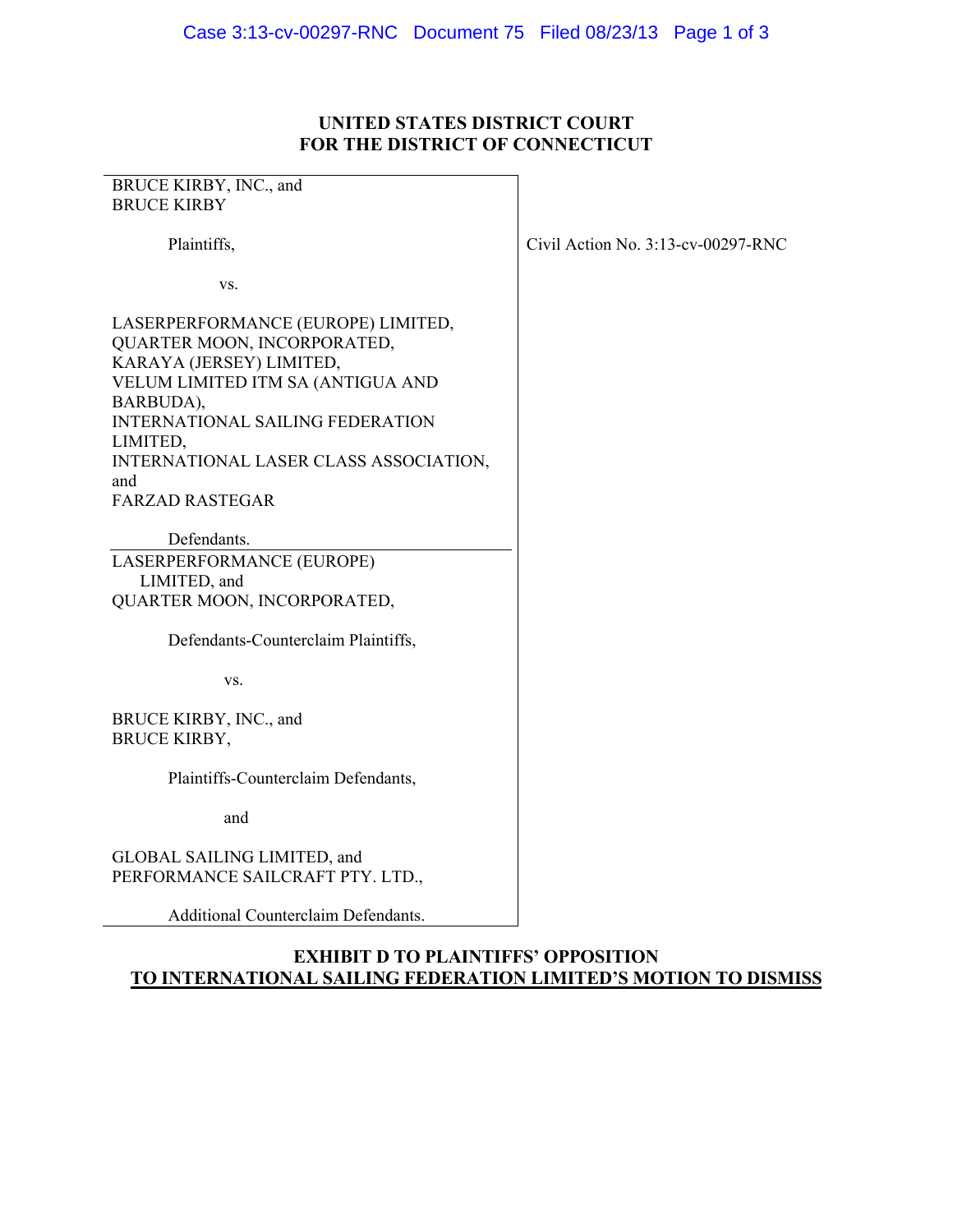# UNITED STATES DISTRICT COURT
# FOR THE DISTRICT OF CONNECTICUT

BRUCE KIRBY, INC., and
BRUCE KIRBY

Plaintiffs,

vs.

LASERPERFORMANCE (EUROPE) LIMITED,
QUARTER MOON, INCORPORATED,
KARAYA (JERSEY) LIMITED,
VELUM LIMITED ITM SA (ANTIGUA AND BARBUDA),
INTERNATIONAL SAILING FEDERATION LIMITED,
INTERNATIONAL LASER CLASS ASSOCIATION, and
FARZAD RASTEGAR

Defendants.

Civil Action No. 3:13-cv-00297-RNC

---

LASERPERFORMANCE (EUROPE) LIMITED, and
QUARTER MOON, INCORPORATED,

Defendants-Counterclaim Plaintiffs,

vs.

BRUCE KIRBY, INC., and
BRUCE KIRBY,

Plaintiffs-Counterclaim Defendants,

and

GLOBAL SAILING LIMITED, and
PERFORMANCE SAILCRAFT PTY. LTD.,

Additional Counterclaim Defendants.

## EXHIBIT D TO PLAINTIFFS' OPPOSITION TO INTERNATIONAL SAILING FEDERATION LIMITED'S MOTION TO DISMISS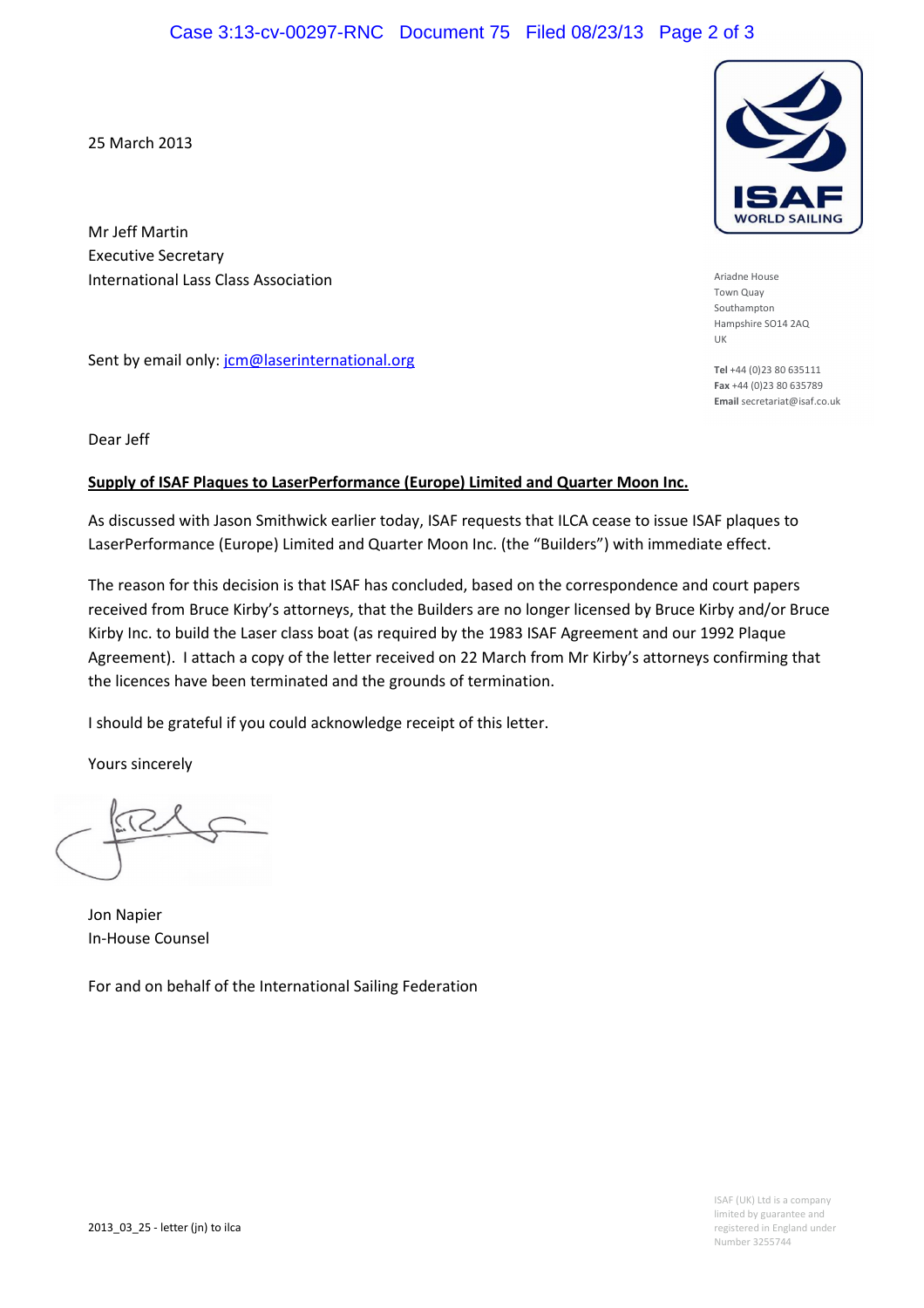25 March 2013

Mr Jeff Martin
Executive Secretary
International Lass Class Association

Sent by email only: jcm@laserinternational.org

ISAF
WORLD SAILING

Ariadne House
Town Quay
Southampton
Hampshire SO14 2AQ
UK

**Tel** +44 (0)23 80 635111
**Fax** +44 (0)23 80 635789
**Email** secretariat@isaf.co.uk

Dear Jeff

**Supply of ISAF Plaques to LaserPerformance (Europe) Limited and Quarter Moon Inc.**

As discussed with Jason Smithwick earlier today, ISAF requests that ILCA cease to issue ISAF plaques to LaserPerformance (Europe) Limited and Quarter Moon Inc. (the "Builders") with immediate effect.

The reason for this decision is that ISAF has concluded, based on the correspondence and court papers received from Bruce Kirby's attorneys, that the Builders are no longer licensed by Bruce Kirby and/or Bruce Kirby Inc. to build the Laser class boat (as required by the 1983 ISAF Agreement and our 1992 Plaque Agreement). I attach a copy of the letter received on 22 March from Mr Kirby's attorneys confirming that the licences have been terminated and the grounds of termination.

I should be grateful if you could acknowledge receipt of this letter.

Yours sincerely

Jon Napier
In-House Counsel

For and on behalf of the International Sailing Federation

2013_03_25 - letter (jn) to ilca

ISAF (UK) Ltd is a company limited by guarantee and registered in England under Number 3255744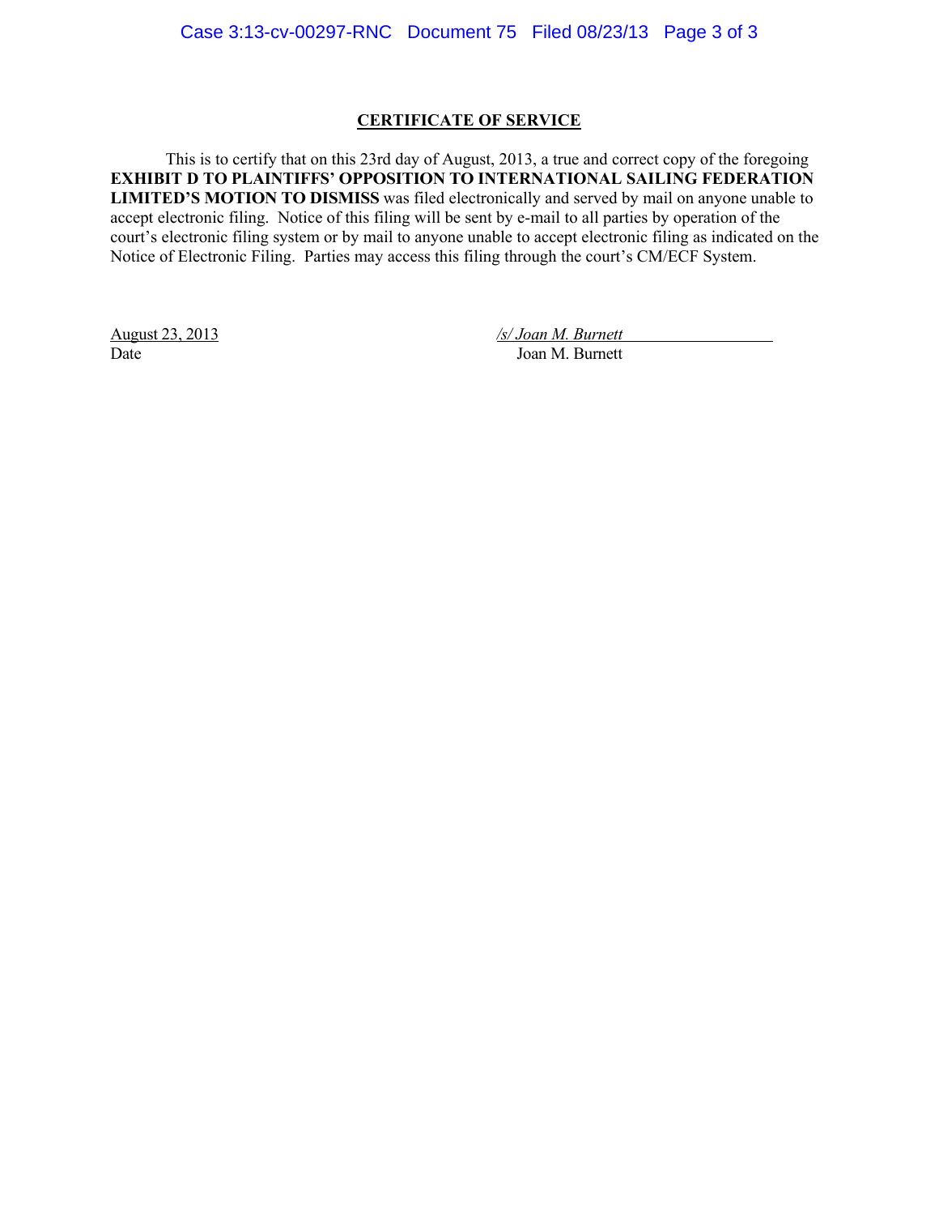## CERTIFICATE OF SERVICE

This is to certify that on this 23rd day of August, 2013, a true and correct copy of the foregoing **EXHIBIT D TO PLAINTIFFS' OPPOSITION TO INTERNATIONAL SAILING FEDERATION LIMITED'S MOTION TO DISMISS** was filed electronically and served by mail on anyone unable to accept electronic filing. Notice of this filing will be sent by e-mail to all parties by operation of the court's electronic filing system or by mail to anyone unable to accept electronic filing as indicated on the Notice of Electronic Filing. Parties may access this filing through the court's CM/ECF System.

August 23, 2013
Date

*/s/ Joan M. Burnett*
Joan M. Burnett